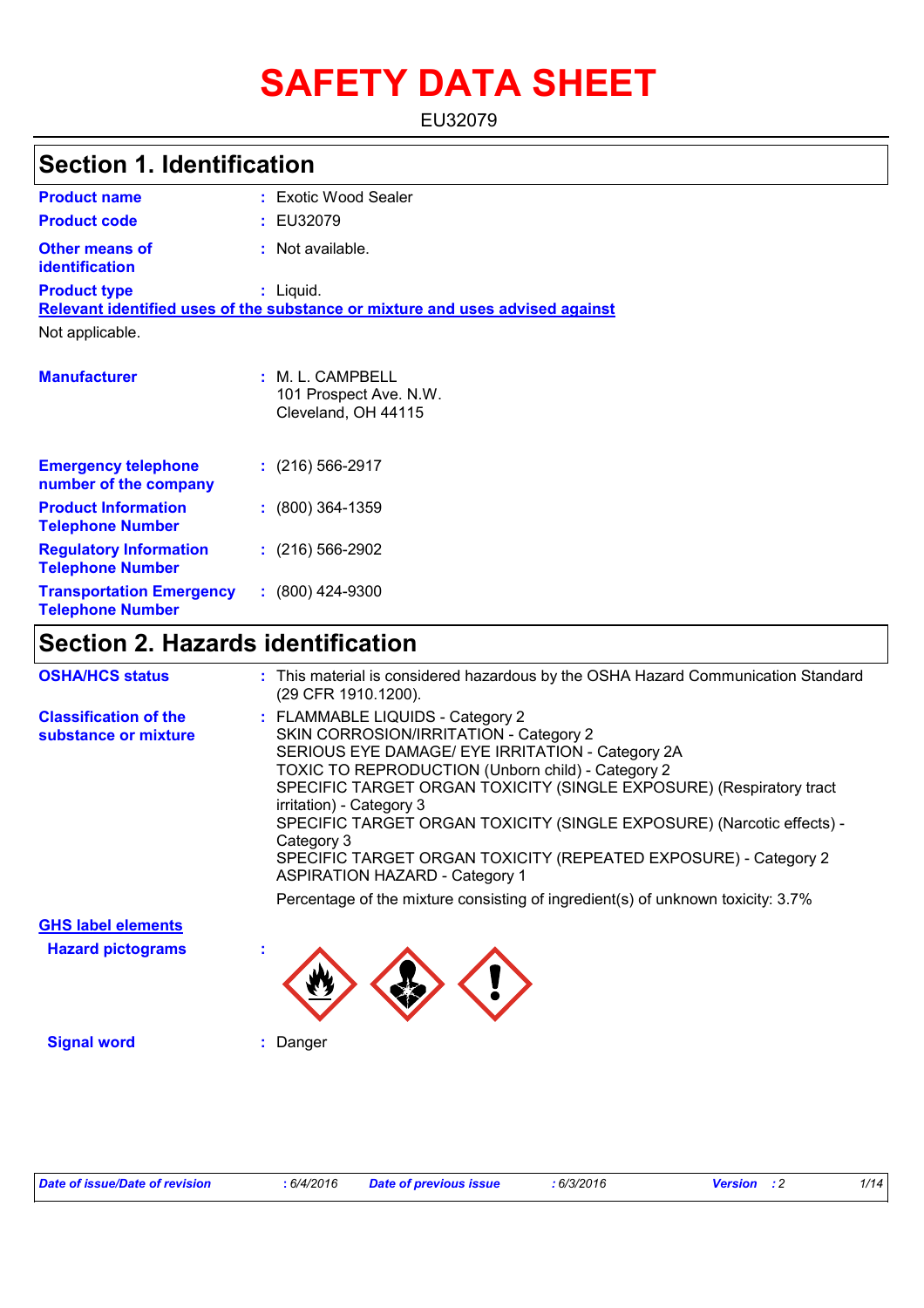# SAFETY DATA SHEET

EU32079

## Section 1. Identification

**Product name** : Exotic Wood Sealer

**Product code** : EU32079

**Other means of identification** : Not available.

**Product type** : Liquid.

**Relevant identified uses of the substance or mixture and uses advised against**

Not applicable.

**Manufacturer** : M. L. CAMPBELL
101 Prospect Ave. N.W.
Cleveland, OH 44115

**Emergency telephone number of the company** : (216) 566-2917

**Product Information Telephone Number** : (800) 364-1359

**Regulatory Information Telephone Number** : (216) 566-2902

**Transportation Emergency Telephone Number** : (800) 424-9300

## Section 2. Hazards identification

**OSHA/HCS status** : This material is considered hazardous by the OSHA Hazard Communication Standard (29 CFR 1910.1200).

**Classification of the substance or mixture** : FLAMMABLE LIQUIDS - Category 2
SKIN CORROSION/IRRITATION - Category 2
SERIOUS EYE DAMAGE/ EYE IRRITATION - Category 2A
TOXIC TO REPRODUCTION (Unborn child) - Category 2
SPECIFIC TARGET ORGAN TOXICITY (SINGLE EXPOSURE) (Respiratory tract irritation) - Category 3
SPECIFIC TARGET ORGAN TOXICITY (SINGLE EXPOSURE) (Narcotic effects) - Category 3
SPECIFIC TARGET ORGAN TOXICITY (REPEATED EXPOSURE) - Category 2
ASPIRATION HAZARD - Category 1

Percentage of the mixture consisting of ingredient(s) of unknown toxicity: 3.7%

**GHS label elements**

**Hazard pictograms** :

**Signal word** : Danger

*Date of issue/Date of revision* : 6/4/2016 *Date of previous issue* : 6/3/2016 *Version* : 2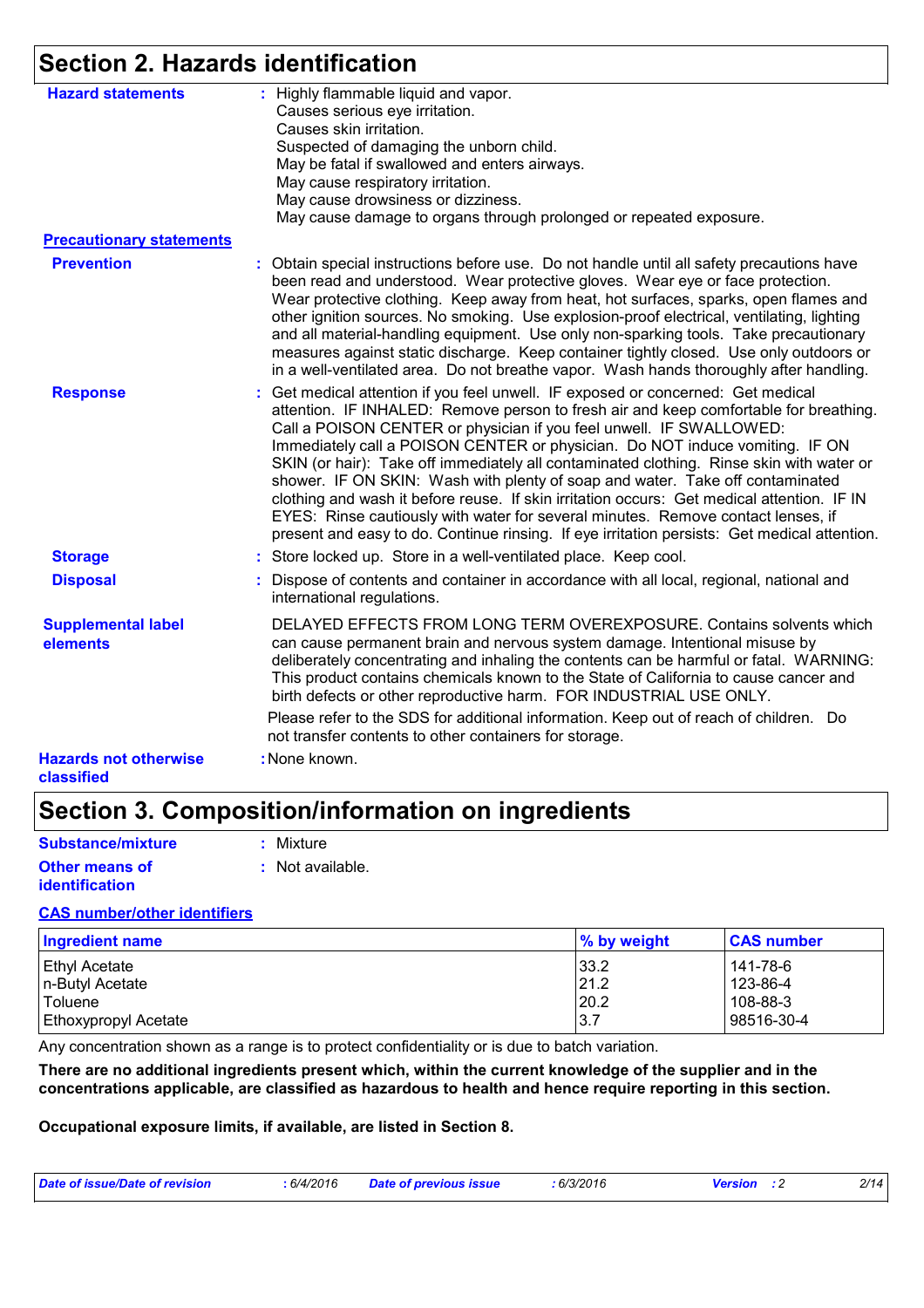# Section 2. Hazards identification

**Hazard statements** : Highly flammable liquid and vapor.
Causes serious eye irritation.
Causes skin irritation.
Suspected of damaging the unborn child.
May be fatal if swallowed and enters airways.
May cause respiratory irritation.
May cause drowsiness or dizziness.
May cause damage to organs through prolonged or repeated exposure.

**Precautionary statements**

**Prevention** : Obtain special instructions before use. Do not handle until all safety precautions have been read and understood. Wear protective gloves. Wear eye or face protection. Wear protective clothing. Keep away from heat, hot surfaces, sparks, open flames and other ignition sources. No smoking. Use explosion-proof electrical, ventilating, lighting and all material-handling equipment. Use only non-sparking tools. Take precautionary measures against static discharge. Keep container tightly closed. Use only outdoors or in a well-ventilated area. Do not breathe vapor. Wash hands thoroughly after handling.

**Response** : Get medical attention if you feel unwell. IF exposed or concerned: Get medical attention. IF INHALED: Remove person to fresh air and keep comfortable for breathing. Call a POISON CENTER or physician if you feel unwell. IF SWALLOWED: Immediately call a POISON CENTER or physician. Do NOT induce vomiting. IF ON SKIN (or hair): Take off immediately all contaminated clothing. Rinse skin with water or shower. IF ON SKIN: Wash with plenty of soap and water. Take off contaminated clothing and wash it before reuse. If skin irritation occurs: Get medical attention. IF IN EYES: Rinse cautiously with water for several minutes. Remove contact lenses, if present and easy to do. Continue rinsing. If eye irritation persists: Get medical attention.

**Storage** : Store locked up. Store in a well-ventilated place. Keep cool.

**Disposal** : Dispose of contents and container in accordance with all local, regional, national and international regulations.

**Supplemental label elements** DELAYED EFFECTS FROM LONG TERM OVEREXPOSURE. Contains solvents which can cause permanent brain and nervous system damage. Intentional misuse by deliberately concentrating and inhaling the contents can be harmful or fatal. WARNING: This product contains chemicals known to the State of California to cause cancer and birth defects or other reproductive harm. FOR INDUSTRIAL USE ONLY.

Please refer to the SDS for additional information. Keep out of reach of children. Do not transfer contents to other containers for storage.

**Hazards not otherwise classified** : None known.

# Section 3. Composition/information on ingredients

**Substance/mixture** : Mixture

**Other means of identification** : Not available.

**CAS number/other identifiers**

| Ingredient name | % by weight | CAS number |
|---|---|---|
| Ethyl Acetate | 33.2 | 141-78-6 |
| n-Butyl Acetate | 21.2 | 123-86-4 |
| Toluene | 20.2 | 108-88-3 |
| Ethoxypropyl Acetate | 3.7 | 98516-30-4 |

Any concentration shown as a range is to protect confidentiality or is due to batch variation.

**There are no additional ingredients present which, within the current knowledge of the supplier and in the concentrations applicable, are classified as hazardous to health and hence require reporting in this section.**

**Occupational exposure limits, if available, are listed in Section 8.**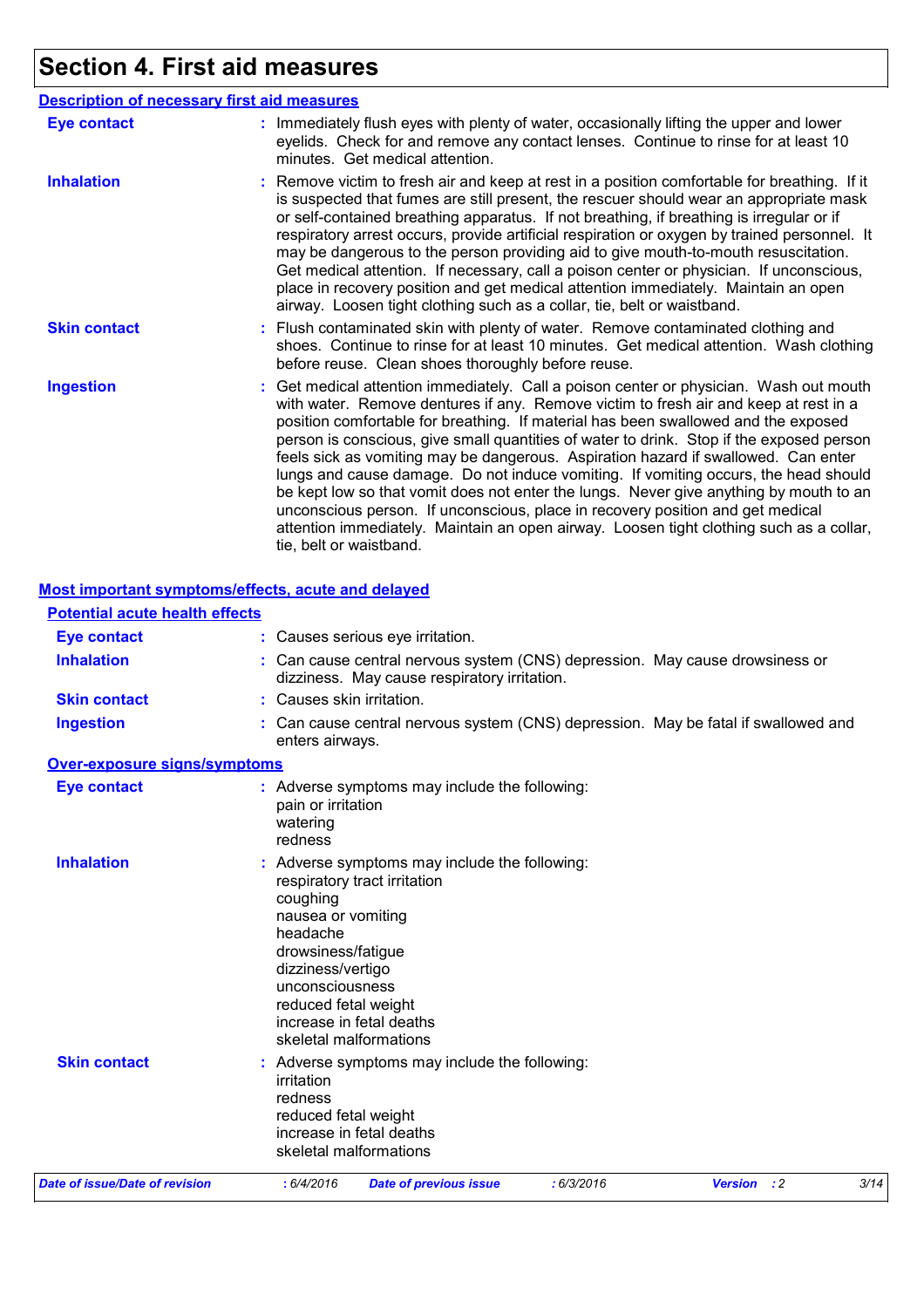# Section 4. First aid measures

## Description of necessary first aid measures

**Eye contact** : Immediately flush eyes with plenty of water, occasionally lifting the upper and lower eyelids. Check for and remove any contact lenses. Continue to rinse for at least 10 minutes. Get medical attention.

**Inhalation** : Remove victim to fresh air and keep at rest in a position comfortable for breathing. If it is suspected that fumes are still present, the rescuer should wear an appropriate mask or self-contained breathing apparatus. If not breathing, if breathing is irregular or if respiratory arrest occurs, provide artificial respiration or oxygen by trained personnel. It may be dangerous to the person providing aid to give mouth-to-mouth resuscitation. Get medical attention. If necessary, call a poison center or physician. If unconscious, place in recovery position and get medical attention immediately. Maintain an open airway. Loosen tight clothing such as a collar, tie, belt or waistband.

**Skin contact** : Flush contaminated skin with plenty of water. Remove contaminated clothing and shoes. Continue to rinse for at least 10 minutes. Get medical attention. Wash clothing before reuse. Clean shoes thoroughly before reuse.

**Ingestion** : Get medical attention immediately. Call a poison center or physician. Wash out mouth with water. Remove dentures if any. Remove victim to fresh air and keep at rest in a position comfortable for breathing. If material has been swallowed and the exposed person is conscious, give small quantities of water to drink. Stop if the exposed person feels sick as vomiting may be dangerous. Aspiration hazard if swallowed. Can enter lungs and cause damage. Do not induce vomiting. If vomiting occurs, the head should be kept low so that vomit does not enter the lungs. Never give anything by mouth to an unconscious person. If unconscious, place in recovery position and get medical attention immediately. Maintain an open airway. Loosen tight clothing such as a collar, tie, belt or waistband.

## Most important symptoms/effects, acute and delayed

### Potential acute health effects

**Eye contact** : Causes serious eye irritation.

**Inhalation** : Can cause central nervous system (CNS) depression. May cause drowsiness or dizziness. May cause respiratory irritation.

**Skin contact** : Causes skin irritation.

**Ingestion** : Can cause central nervous system (CNS) depression. May be fatal if swallowed and enters airways.

### Over-exposure signs/symptoms

**Eye contact** : Adverse symptoms may include the following:
pain or irritation
watering
redness

**Inhalation** : Adverse symptoms may include the following:
respiratory tract irritation
coughing
nausea or vomiting
headache
drowsiness/fatigue
dizziness/vertigo
unconsciousness
reduced fetal weight
increase in fetal deaths
skeletal malformations

**Skin contact** : Adverse symptoms may include the following:
irritation
redness
reduced fetal weight
increase in fetal deaths
skeletal malformations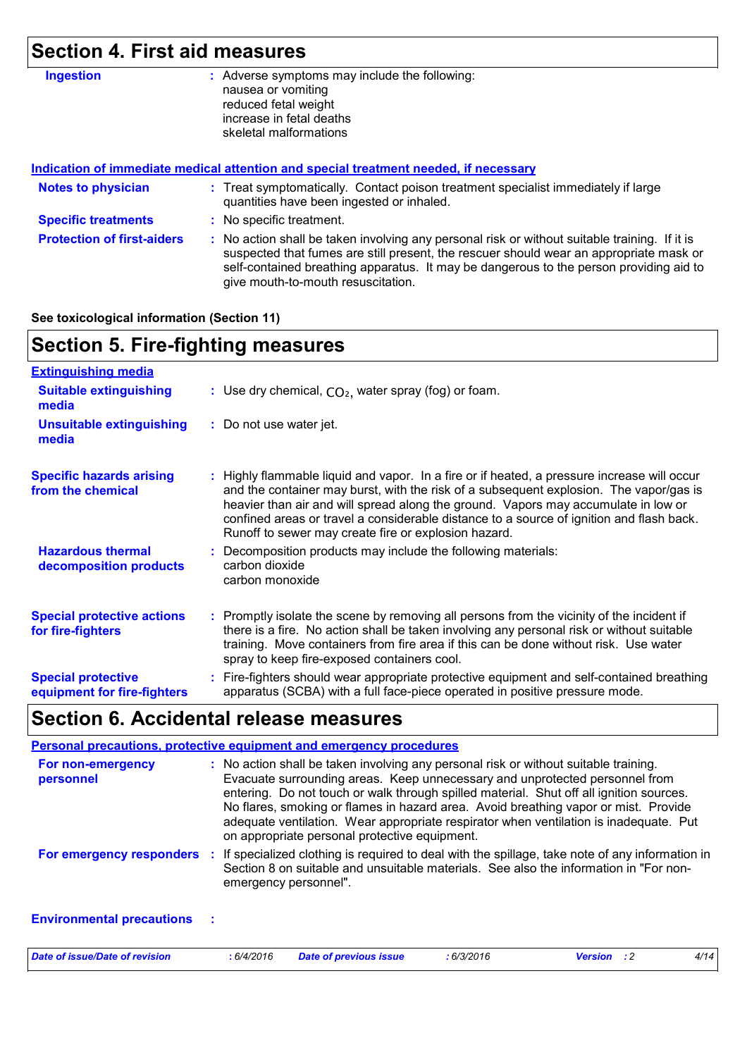## Section 4. First aid measures

**Ingestion** : Adverse symptoms may include the following:
nausea or vomiting
reduced fetal weight
increase in fetal deaths
skeletal malformations

### Indication of immediate medical attention and special treatment needed, if necessary

**Notes to physician** : Treat symptomatically. Contact poison treatment specialist immediately if large quantities have been ingested or inhaled.

**Specific treatments** : No specific treatment.

**Protection of first-aiders** : No action shall be taken involving any personal risk or without suitable training. If it is suspected that fumes are still present, the rescuer should wear an appropriate mask or self-contained breathing apparatus. It may be dangerous to the person providing aid to give mouth-to-mouth resuscitation.

**See toxicological information (Section 11)**

## Section 5. Fire-fighting measures

### Extinguishing media

**Suitable extinguishing media** : Use dry chemical, $CO_2$, water spray (fog) or foam.

**Unsuitable extinguishing media** : Do not use water jet.

**Specific hazards arising from the chemical** : Highly flammable liquid and vapor. In a fire or if heated, a pressure increase will occur and the container may burst, with the risk of a subsequent explosion. The vapor/gas is heavier than air and will spread along the ground. Vapors may accumulate in low or confined areas or travel a considerable distance to a source of ignition and flash back. Runoff to sewer may create fire or explosion hazard.

**Hazardous thermal decomposition products** : Decomposition products may include the following materials:
carbon dioxide
carbon monoxide

**Special protective actions for fire-fighters** : Promptly isolate the scene by removing all persons from the vicinity of the incident if there is a fire. No action shall be taken involving any personal risk or without suitable training. Move containers from fire area if this can be done without risk. Use water spray to keep fire-exposed containers cool.

**Special protective equipment for fire-fighters** : Fire-fighters should wear appropriate protective equipment and self-contained breathing apparatus (SCBA) with a full face-piece operated in positive pressure mode.

## Section 6. Accidental release measures

### Personal precautions, protective equipment and emergency procedures

**For non-emergency personnel** : No action shall be taken involving any personal risk or without suitable training. Evacuate surrounding areas. Keep unnecessary and unprotected personnel from entering. Do not touch or walk through spilled material. Shut off all ignition sources. No flares, smoking or flames in hazard area. Avoid breathing vapor or mist. Provide adequate ventilation. Wear appropriate respirator when ventilation is inadequate. Put on appropriate personal protective equipment.

**For emergency responders** : If specialized clothing is required to deal with the spillage, take note of any information in Section 8 on suitable and unsuitable materials. See also the information in "For non-emergency personnel".

**Environmental precautions** :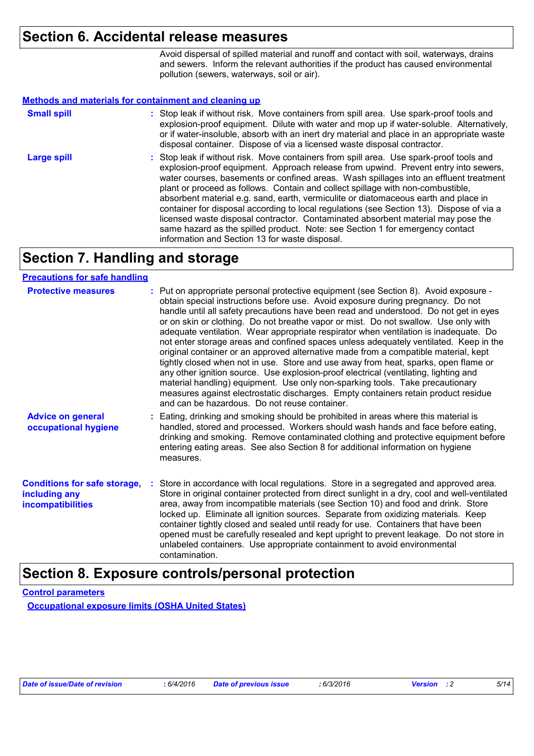## Section 6. Accidental release measures

Avoid dispersal of spilled material and runoff and contact with soil, waterways, drains and sewers. Inform the relevant authorities if the product has caused environmental pollution (sewers, waterways, soil or air).

### Methods and materials for containment and cleaning up

**Small spill** : Stop leak if without risk. Move containers from spill area. Use spark-proof tools and explosion-proof equipment. Dilute with water and mop up if water-soluble. Alternatively, or if water-insoluble, absorb with an inert dry material and place in an appropriate waste disposal container. Dispose of via a licensed waste disposal contractor.

**Large spill** : Stop leak if without risk. Move containers from spill area. Use spark-proof tools and explosion-proof equipment. Approach release from upwind. Prevent entry into sewers, water courses, basements or confined areas. Wash spillages into an effluent treatment plant or proceed as follows. Contain and collect spillage with non-combustible, absorbent material e.g. sand, earth, vermiculite or diatomaceous earth and place in container for disposal according to local regulations (see Section 13). Dispose of via a licensed waste disposal contractor. Contaminated absorbent material may pose the same hazard as the spilled product. Note: see Section 1 for emergency contact information and Section 13 for waste disposal.

## Section 7. Handling and storage

### Precautions for safe handling

**Protective measures** : Put on appropriate personal protective equipment (see Section 8). Avoid exposure - obtain special instructions before use. Avoid exposure during pregnancy. Do not handle until all safety precautions have been read and understood. Do not get in eyes or on skin or clothing. Do not breathe vapor or mist. Do not swallow. Use only with adequate ventilation. Wear appropriate respirator when ventilation is inadequate. Do not enter storage areas and confined spaces unless adequately ventilated. Keep in the original container or an approved alternative made from a compatible material, kept tightly closed when not in use. Store and use away from heat, sparks, open flame or any other ignition source. Use explosion-proof electrical (ventilating, lighting and material handling) equipment. Use only non-sparking tools. Take precautionary measures against electrostatic discharges. Empty containers retain product residue and can be hazardous. Do not reuse container.

**Advice on general occupational hygiene** : Eating, drinking and smoking should be prohibited in areas where this material is handled, stored and processed. Workers should wash hands and face before eating, drinking and smoking. Remove contaminated clothing and protective equipment before entering eating areas. See also Section 8 for additional information on hygiene measures.

**Conditions for safe storage, including any incompatibilities** : Store in accordance with local regulations. Store in a segregated and approved area. Store in original container protected from direct sunlight in a dry, cool and well-ventilated area, away from incompatible materials (see Section 10) and food and drink. Store locked up. Eliminate all ignition sources. Separate from oxidizing materials. Keep container tightly closed and sealed until ready for use. Containers that have been opened must be carefully resealed and kept upright to prevent leakage. Do not store in unlabeled containers. Use appropriate containment to avoid environmental contamination.

## Section 8. Exposure controls/personal protection

### Control parameters

#### Occupational exposure limits (OSHA United States)

| Date of issue/Date of revision | : 6/4/2016 | Date of previous issue | : 6/3/2016 | Version | : 2 |
|---|---|---|---|---|---|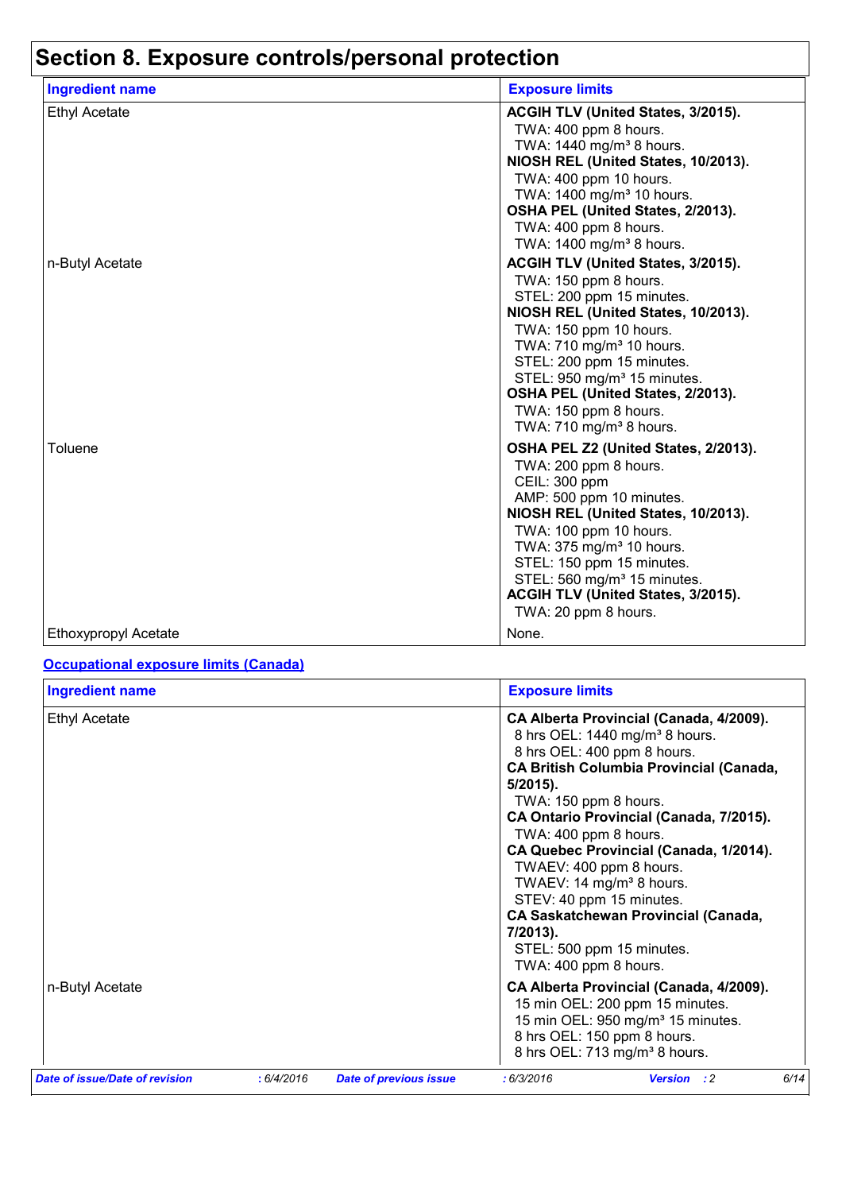# Section 8. Exposure controls/personal protection

| Ingredient name | Exposure limits |
| --- | --- |
| Ethyl Acetate | **ACGIH TLV (United States, 3/2015).**<br>TWA: 400 ppm 8 hours.<br>TWA: 1440 mg/m³ 8 hours.<br>**NIOSH REL (United States, 10/2013).**<br>TWA: 400 ppm 10 hours.<br>TWA: 1400 mg/m³ 10 hours.<br>**OSHA PEL (United States, 2/2013).**<br>TWA: 400 ppm 8 hours.<br>TWA: 1400 mg/m³ 8 hours. |
| n-Butyl Acetate | **ACGIH TLV (United States, 3/2015).**<br>TWA: 150 ppm 8 hours.<br>STEL: 200 ppm 15 minutes.<br>**NIOSH REL (United States, 10/2013).**<br>TWA: 150 ppm 10 hours.<br>TWA: 710 mg/m³ 10 hours.<br>STEL: 200 ppm 15 minutes.<br>STEL: 950 mg/m³ 15 minutes.<br>**OSHA PEL (United States, 2/2013).**<br>TWA: 150 ppm 8 hours.<br>TWA: 710 mg/m³ 8 hours. |
| Toluene | **OSHA PEL Z2 (United States, 2/2013).**<br>TWA: 200 ppm 8 hours.<br>CEIL: 300 ppm<br>AMP: 500 ppm 10 minutes.<br>**NIOSH REL (United States, 10/2013).**<br>TWA: 100 ppm 10 hours.<br>TWA: 375 mg/m³ 10 hours.<br>STEL: 150 ppm 15 minutes.<br>STEL: 560 mg/m³ 15 minutes.<br>**ACGIH TLV (United States, 3/2015).**<br>TWA: 20 ppm 8 hours. |
| Ethoxypropyl Acetate | None. |

**Occupational exposure limits (Canada)**

| Ingredient name | Exposure limits |
| --- | --- |
| Ethyl Acetate | **CA Alberta Provincial (Canada, 4/2009).**<br>8 hrs OEL: 1440 mg/m³ 8 hours.<br>8 hrs OEL: 400 ppm 8 hours.<br>**CA British Columbia Provincial (Canada, 5/2015).**<br>TWA: 150 ppm 8 hours.<br>**CA Ontario Provincial (Canada, 7/2015).**<br>TWA: 400 ppm 8 hours.<br>**CA Quebec Provincial (Canada, 1/2014).**<br>TWAEV: 400 ppm 8 hours.<br>TWAEV: 14 mg/m³ 8 hours.<br>STEV: 40 ppm 15 minutes.<br>**CA Saskatchewan Provincial (Canada, 7/2013).**<br>STEL: 500 ppm 15 minutes.<br>TWA: 400 ppm 8 hours. |
| n-Butyl Acetate | **CA Alberta Provincial (Canada, 4/2009).**<br>15 min OEL: 200 ppm 15 minutes.<br>15 min OEL: 950 mg/m³ 15 minutes.<br>8 hrs OEL: 150 ppm 8 hours.<br>8 hrs OEL: 713 mg/m³ 8 hours. |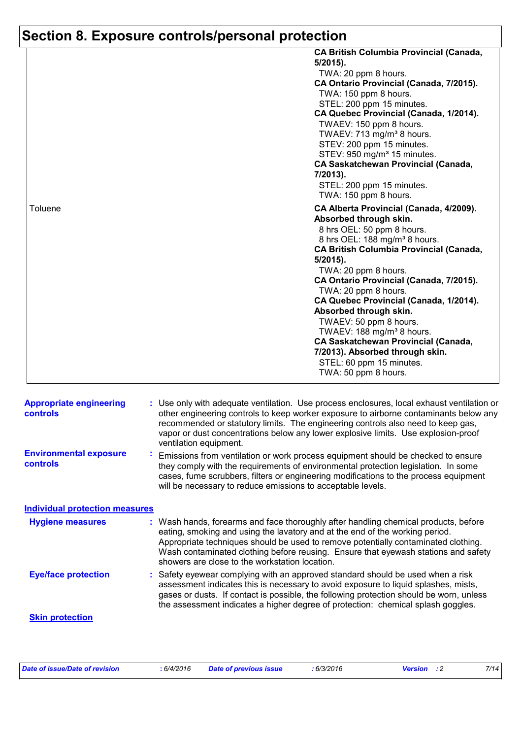## Section 8. Exposure controls/personal protection

| | |
|---|---|
| | **CA British Columbia Provincial (Canada, 5/2015).**<br>TWA: 20 ppm 8 hours.<br>**CA Ontario Provincial (Canada, 7/2015).**<br>TWA: 150 ppm 8 hours.<br>STEL: 200 ppm 15 minutes.<br>**CA Quebec Provincial (Canada, 1/2014).**<br>TWAEV: 150 ppm 8 hours.<br>TWAEV: 713 mg/m³ 8 hours.<br>STEV: 200 ppm 15 minutes.<br>STEV: 950 mg/m³ 15 minutes.<br>**CA Saskatchewan Provincial (Canada, 7/2013).**<br>STEL: 200 ppm 15 minutes.<br>TWA: 150 ppm 8 hours. |
| Toluene | **CA Alberta Provincial (Canada, 4/2009). Absorbed through skin.**<br>8 hrs OEL: 50 ppm 8 hours.<br>8 hrs OEL: 188 mg/m³ 8 hours.<br>**CA British Columbia Provincial (Canada, 5/2015).**<br>TWA: 20 ppm 8 hours.<br>**CA Ontario Provincial (Canada, 7/2015).**<br>TWA: 20 ppm 8 hours.<br>**CA Quebec Provincial (Canada, 1/2014). Absorbed through skin.**<br>TWAEV: 50 ppm 8 hours.<br>TWAEV: 188 mg/m³ 8 hours.<br>**CA Saskatchewan Provincial (Canada, 7/2013). Absorbed through skin.**<br>STEL: 60 ppm 15 minutes.<br>TWA: 50 ppm 8 hours. |

**Appropriate engineering controls** : Use only with adequate ventilation. Use process enclosures, local exhaust ventilation or other engineering controls to keep worker exposure to airborne contaminants below any recommended or statutory limits. The engineering controls also need to keep gas, vapor or dust concentrations below any lower explosive limits. Use explosion-proof ventilation equipment.

**Environmental exposure controls** : Emissions from ventilation or work process equipment should be checked to ensure they comply with the requirements of environmental protection legislation. In some cases, fume scrubbers, filters or engineering modifications to the process equipment will be necessary to reduce emissions to acceptable levels.

### Individual protection measures

**Hygiene measures** : Wash hands, forearms and face thoroughly after handling chemical products, before eating, smoking and using the lavatory and at the end of the working period. Appropriate techniques should be used to remove potentially contaminated clothing. Wash contaminated clothing before reusing. Ensure that eyewash stations and safety showers are close to the workstation location.

**Eye/face protection** : Safety eyewear complying with an approved standard should be used when a risk assessment indicates this is necessary to avoid exposure to liquid splashes, mists, gases or dusts. If contact is possible, the following protection should be worn, unless the assessment indicates a higher degree of protection: chemical splash goggles.

**Skin protection**

| Date of issue/Date of revision | : 6/4/2016 | Date of previous issue | : 6/3/2016 | Version : 2 |
|---|---|---|---|---|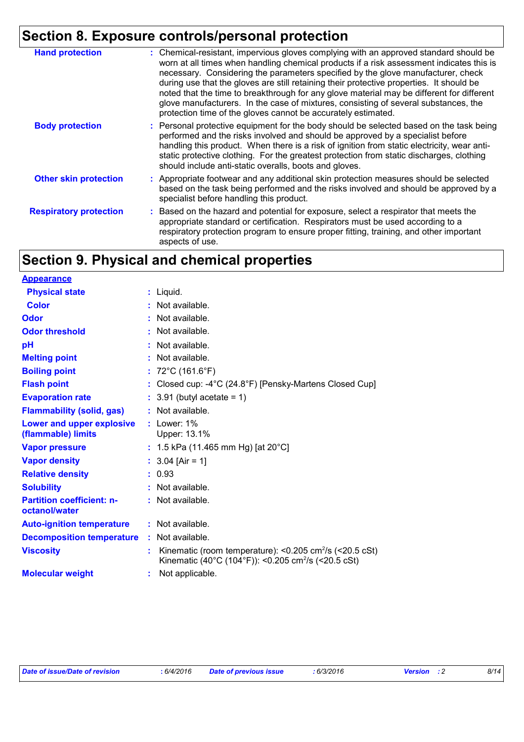## Section 8. Exposure controls/personal protection

| | |
|---|---|
| **Hand protection** | : Chemical-resistant, impervious gloves complying with an approved standard should be worn at all times when handling chemical products if a risk assessment indicates this is necessary. Considering the parameters specified by the glove manufacturer, check during use that the gloves are still retaining their protective properties. It should be noted that the time to breakthrough for any glove material may be different for different glove manufacturers. In the case of mixtures, consisting of several substances, the protection time of the gloves cannot be accurately estimated. |
| **Body protection** | : Personal protective equipment for the body should be selected based on the task being performed and the risks involved and should be approved by a specialist before handling this product. When there is a risk of ignition from static electricity, wear anti-static protective clothing. For the greatest protection from static discharges, clothing should include anti-static overalls, boots and gloves. |
| **Other skin protection** | : Appropriate footwear and any additional skin protection measures should be selected based on the task being performed and the risks involved and should be approved by a specialist before handling this product. |
| **Respiratory protection** | : Based on the hazard and potential for exposure, select a respirator that meets the appropriate standard or certification. Respirators must be used according to a respiratory protection program to ensure proper fitting, training, and other important aspects of use. |

## Section 9. Physical and chemical properties

**Appearance**

| | |
|---|---|
| **Physical state** | : Liquid. |
| **Color** | : Not available. |
| **Odor** | : Not available. |
| **Odor threshold** | : Not available. |
| **pH** | : Not available. |
| **Melting point** | : Not available. |
| **Boiling point** | : 72°C (161.6°F) |
| **Flash point** | : Closed cup: -4°C (24.8°F) [Pensky-Martens Closed Cup] |
| **Evaporation rate** | : 3.91 (butyl acetate = 1) |
| **Flammability (solid, gas)** | : Not available. |
| **Lower and upper explosive (flammable) limits** | : Lower: 1%<br>Upper: 13.1% |
| **Vapor pressure** | : 1.5 kPa (11.465 mm Hg) [at 20°C] |
| **Vapor density** | : 3.04 [Air = 1] |
| **Relative density** | : 0.93 |
| **Solubility** | : Not available. |
| **Partition coefficient: n-octanol/water** | : Not available. |
| **Auto-ignition temperature** | : Not available. |
| **Decomposition temperature** | : Not available. |
| **Viscosity** | : Kinematic (room temperature): <0.205 $cm^2/s$ (<20.5 cSt)<br>Kinematic (40°C (104°F)): <0.205 $cm^2/s$ (<20.5 cSt) |
| **Molecular weight** | : Not applicable. |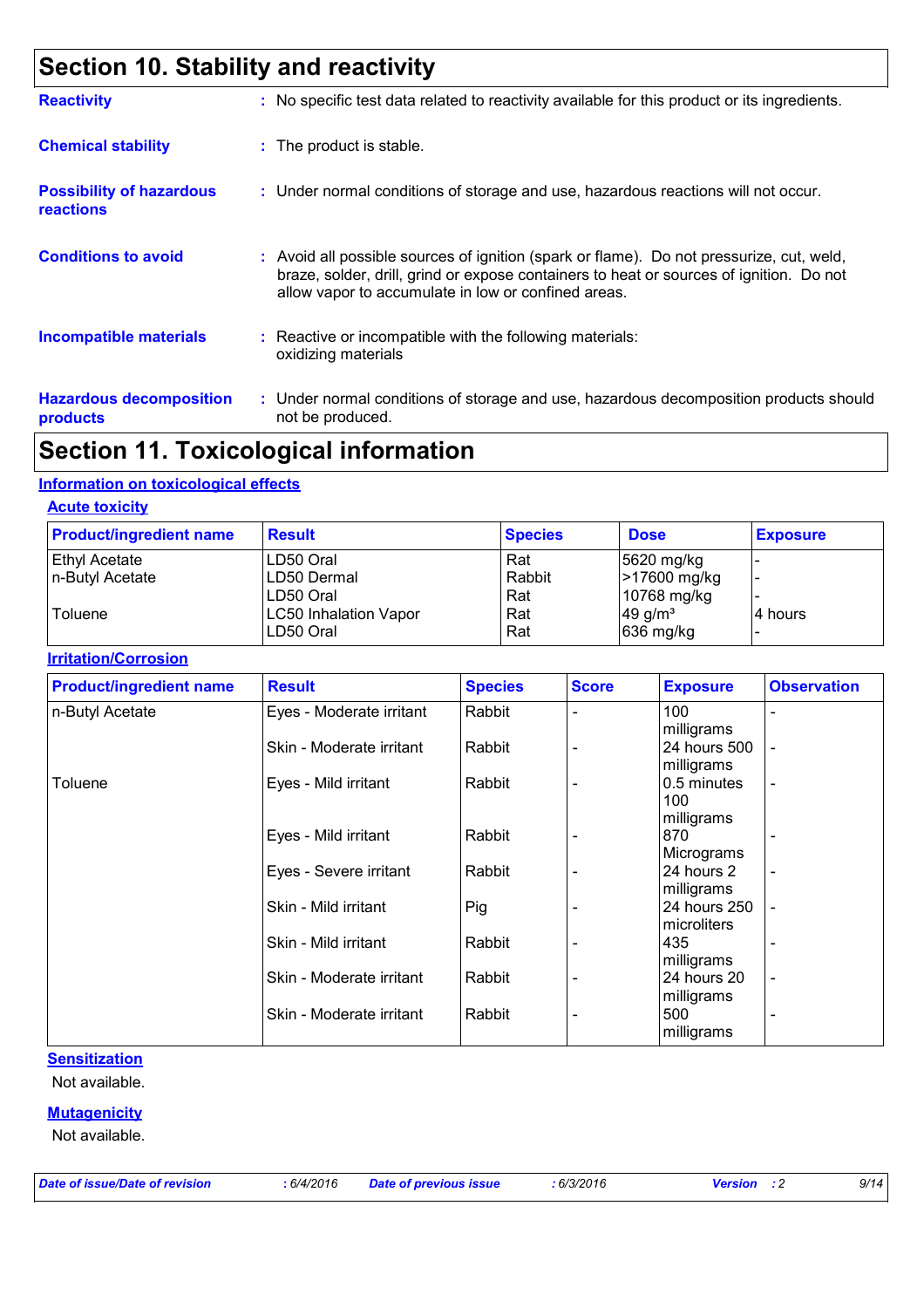## Section 10. Stability and reactivity

**Reactivity** : No specific test data related to reactivity available for this product or its ingredients.

**Chemical stability** : The product is stable.

**Possibility of hazardous reactions** : Under normal conditions of storage and use, hazardous reactions will not occur.

**Conditions to avoid** : Avoid all possible sources of ignition (spark or flame). Do not pressurize, cut, weld, braze, solder, drill, grind or expose containers to heat or sources of ignition. Do not allow vapor to accumulate in low or confined areas.

**Incompatible materials** : Reactive or incompatible with the following materials: oxidizing materials

**Hazardous decomposition products** : Under normal conditions of storage and use, hazardous decomposition products should not be produced.

## Section 11. Toxicological information

### Information on toxicological effects

#### Acute toxicity

| Product/ingredient name | Result | Species | Dose | Exposure |
|---|---|---|---|---|
| Ethyl Acetate | LD50 Oral | Rat | 5620 mg/kg | - |
| n-Butyl Acetate | LD50 Dermal | Rabbit | >17600 mg/kg | - |
| | LD50 Oral | Rat | 10768 mg/kg | - |
| Toluene | LC50 Inhalation Vapor | Rat | 49 g/m³ | 4 hours |
| | LD50 Oral | Rat | 636 mg/kg | - |

#### Irritation/Corrosion

| Product/ingredient name | Result | Species | Score | Exposure | Observation |
|---|---|---|---|---|---|
| n-Butyl Acetate | Eyes - Moderate irritant | Rabbit | - | 100 milligrams | - |
| | Skin - Moderate irritant | Rabbit | - | 24 hours 500 milligrams | - |
| Toluene | Eyes - Mild irritant | Rabbit | - | 0.5 minutes 100 milligrams | - |
| | Eyes - Mild irritant | Rabbit | - | 870 Micrograms | - |
| | Eyes - Severe irritant | Rabbit | - | 24 hours 2 milligrams | - |
| | Skin - Mild irritant | Pig | - | 24 hours 250 microliters | - |
| | Skin - Mild irritant | Rabbit | - | 435 milligrams | - |
| | Skin - Moderate irritant | Rabbit | - | 24 hours 20 milligrams | - |
| | Skin - Moderate irritant | Rabbit | - | 500 milligrams | - |

#### Sensitization

Not available.

#### Mutagenicity

Not available.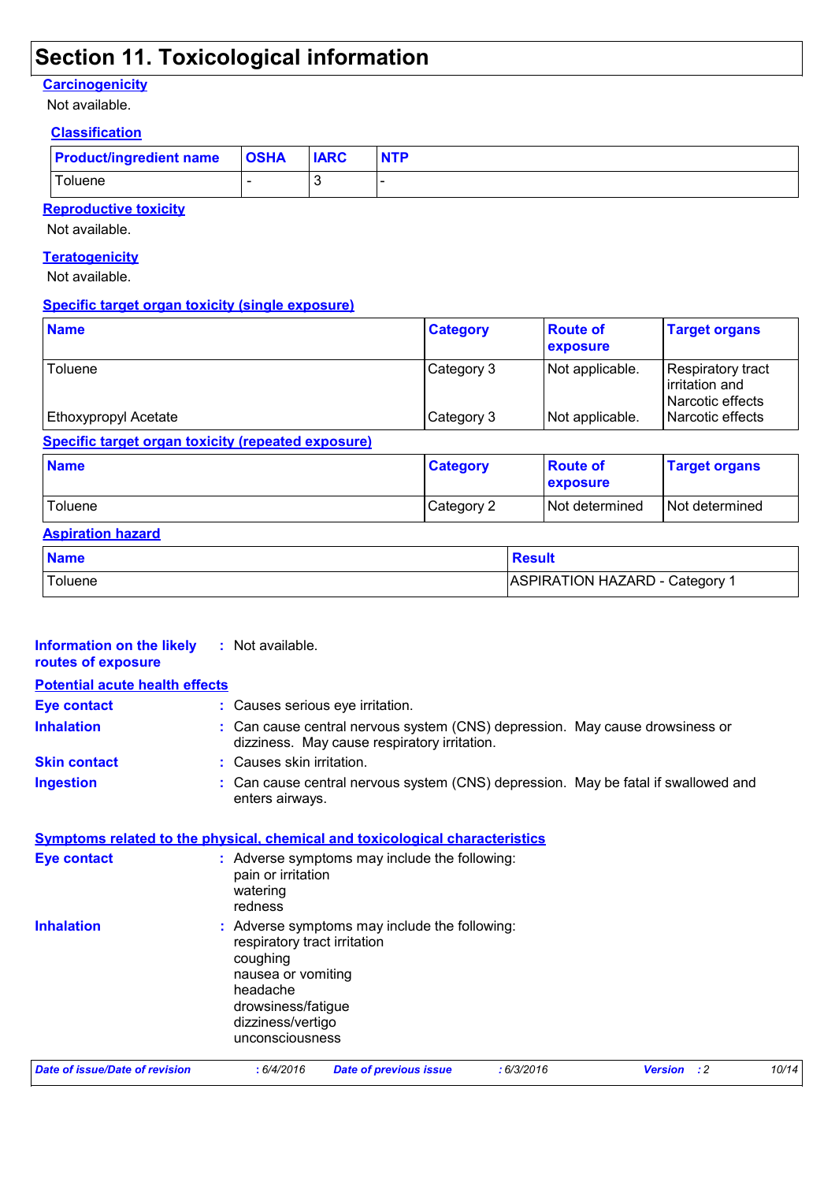# Section 11. Toxicological information

### Carcinogenicity

Not available.

#### Classification

| Product/ingredient name | OSHA | IARC | NTP |
| --- | --- | --- | --- |
| Toluene | - | 3 | - |

### Reproductive toxicity

Not available.

### Teratogenicity

Not available.

### Specific target organ toxicity (single exposure)

| Name | Category | Route of exposure | Target organs |
| --- | --- | --- | --- |
| Toluene | Category 3 | Not applicable. | Respiratory tract irritation and Narcotic effects |
| Ethoxypropyl Acetate | Category 3 | Not applicable. | Narcotic effects |

### Specific target organ toxicity (repeated exposure)

| Name | Category | Route of exposure | Target organs |
| --- | --- | --- | --- |
| Toluene | Category 2 | Not determined | Not determined |

### Aspiration hazard

| Name | Result |
| --- | --- |
| Toluene | ASPIRATION HAZARD - Category 1 |

**Information on the likely routes of exposure** : Not available.

### Potential acute health effects

**Eye contact** : Causes serious eye irritation.

**Inhalation** : Can cause central nervous system (CNS) depression. May cause drowsiness or dizziness. May cause respiratory irritation.

**Skin contact** : Causes skin irritation.

**Ingestion** : Can cause central nervous system (CNS) depression. May be fatal if swallowed and enters airways.

### Symptoms related to the physical, chemical and toxicological characteristics

**Eye contact** : Adverse symptoms may include the following:
pain or irritation
watering
redness

**Inhalation** : Adverse symptoms may include the following:
respiratory tract irritation
coughing
nausea or vomiting
headache
drowsiness/fatigue
dizziness/vertigo
unconsciousness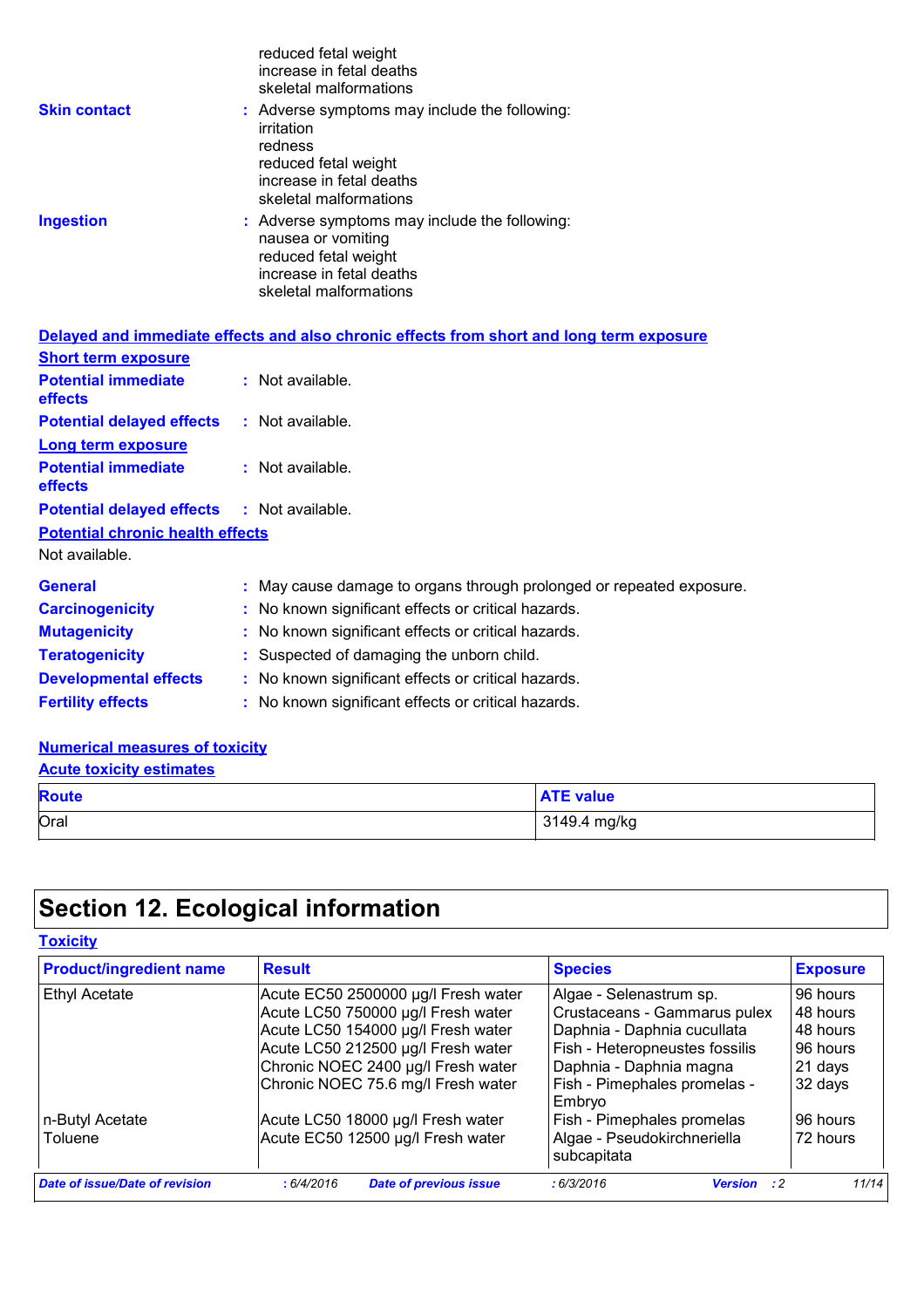reduced fetal weight
increase in fetal deaths
skeletal malformations

**Skin contact** : Adverse symptoms may include the following:
irritation
redness
reduced fetal weight
increase in fetal deaths
skeletal malformations

**Ingestion** : Adverse symptoms may include the following:
nausea or vomiting
reduced fetal weight
increase in fetal deaths
skeletal malformations

**Delayed and immediate effects and also chronic effects from short and long term exposure**

**Short term exposure**

**Potential immediate effects** : Not available.

**Potential delayed effects** : Not available.

**Long term exposure**

**Potential immediate effects** : Not available.

**Potential delayed effects** : Not available.

**Potential chronic health effects**

Not available.

**General** : May cause damage to organs through prolonged or repeated exposure.

**Carcinogenicity** : No known significant effects or critical hazards.

**Mutagenicity** : No known significant effects or critical hazards.

**Teratogenicity** : Suspected of damaging the unborn child.

**Developmental effects** : No known significant effects or critical hazards.

**Fertility effects** : No known significant effects or critical hazards.

**Numerical measures of toxicity**

**Acute toxicity estimates**

| Route | ATE value |
|---|---|
| Oral | 3149.4 mg/kg |

# Section 12. Ecological information

**Toxicity**

| Product/ingredient name | Result | Species | Exposure |
|---|---|---|---|
| Ethyl Acetate | Acute EC50 2500000 µg/l Fresh water | Algae - Selenastrum sp. | 96 hours |
| | Acute LC50 750000 µg/l Fresh water | Crustaceans - Gammarus pulex | 48 hours |
| | Acute LC50 154000 µg/l Fresh water | Daphnia - Daphnia cucullata | 48 hours |
| | Acute LC50 212500 µg/l Fresh water | Fish - Heteropneustes fossilis | 96 hours |
| | Chronic NOEC 2400 µg/l Fresh water | Daphnia - Daphnia magna | 21 days |
| | Chronic NOEC 75.6 mg/l Fresh water | Fish - Pimephales promelas - Embryo | 32 days |
| n-Butyl Acetate | Acute LC50 18000 µg/l Fresh water | Fish - Pimephales promelas | 96 hours |
| Toluene | Acute EC50 12500 µg/l Fresh water | Algae - Pseudokirchneriella subcapitata | 72 hours |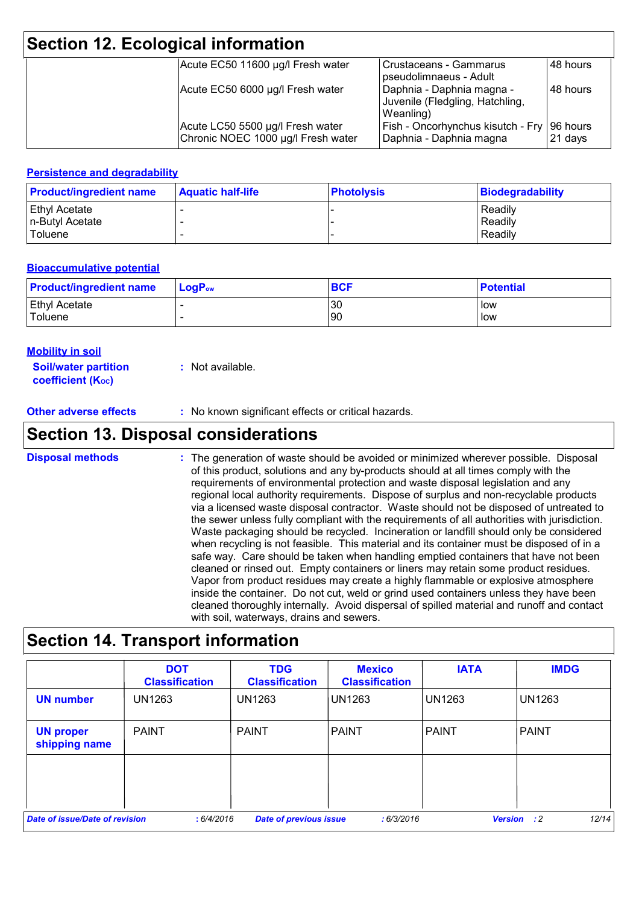## Section 12. Ecological information

| | | | |
|---|---|---|---|
| | Acute EC50 11600 µg/l Fresh water | Crustaceans - Gammarus pseudolimnaeus - Adult | 48 hours |
| | Acute EC50 6000 µg/l Fresh water | Daphnia - Daphnia magna - Juvenile (Fledgling, Hatchling, Weanling) | 48 hours |
| | Acute LC50 5500 µg/l Fresh water | Fish - Oncorhynchus kisutch - Fry | 96 hours |
| | Chronic NOEC 1000 µg/l Fresh water | Daphnia - Daphnia magna | 21 days |

### Persistence and degradability

| Product/ingredient name | Aquatic half-life | Photolysis | Biodegradability |
|---|---|---|---|
| Ethyl Acetate | - | - | Readily |
| n-Butyl Acetate | - | - | Readily |
| Toluene | - | - | Readily |

### Bioaccumulative potential

| Product/ingredient name | $LogP_{ow}$ | BCF | Potential |
|---|---|---|---|
| Ethyl Acetate | - | 30 | low |
| Toluene | - | 90 | low |

### Mobility in soil

**Soil/water partition coefficient ($K_{OC}$)** : Not available.

**Other adverse effects** : No known significant effects or critical hazards.

## Section 13. Disposal considerations

**Disposal methods** : The generation of waste should be avoided or minimized wherever possible. Disposal of this product, solutions and any by-products should at all times comply with the requirements of environmental protection and waste disposal legislation and any regional local authority requirements. Dispose of surplus and non-recyclable products via a licensed waste disposal contractor. Waste should not be disposed of untreated to the sewer unless fully compliant with the requirements of all authorities with jurisdiction. Waste packaging should be recycled. Incineration or landfill should only be considered when recycling is not feasible. This material and its container must be disposed of in a safe way. Care should be taken when handling emptied containers that have not been cleaned or rinsed out. Empty containers or liners may retain some product residues. Vapor from product residues may create a highly flammable or explosive atmosphere inside the container. Do not cut, weld or grind used containers unless they have been cleaned thoroughly internally. Avoid dispersal of spilled material and runoff and contact with soil, waterways, drains and sewers.

## Section 14. Transport information

| | DOT Classification | TDG Classification | Mexico Classification | IATA | IMDG |
|---|---|---|---|---|---|
| UN number | UN1263 | UN1263 | UN1263 | UN1263 | UN1263 |
| UN proper shipping name | PAINT | PAINT | PAINT | PAINT | PAINT |
| | | | | | |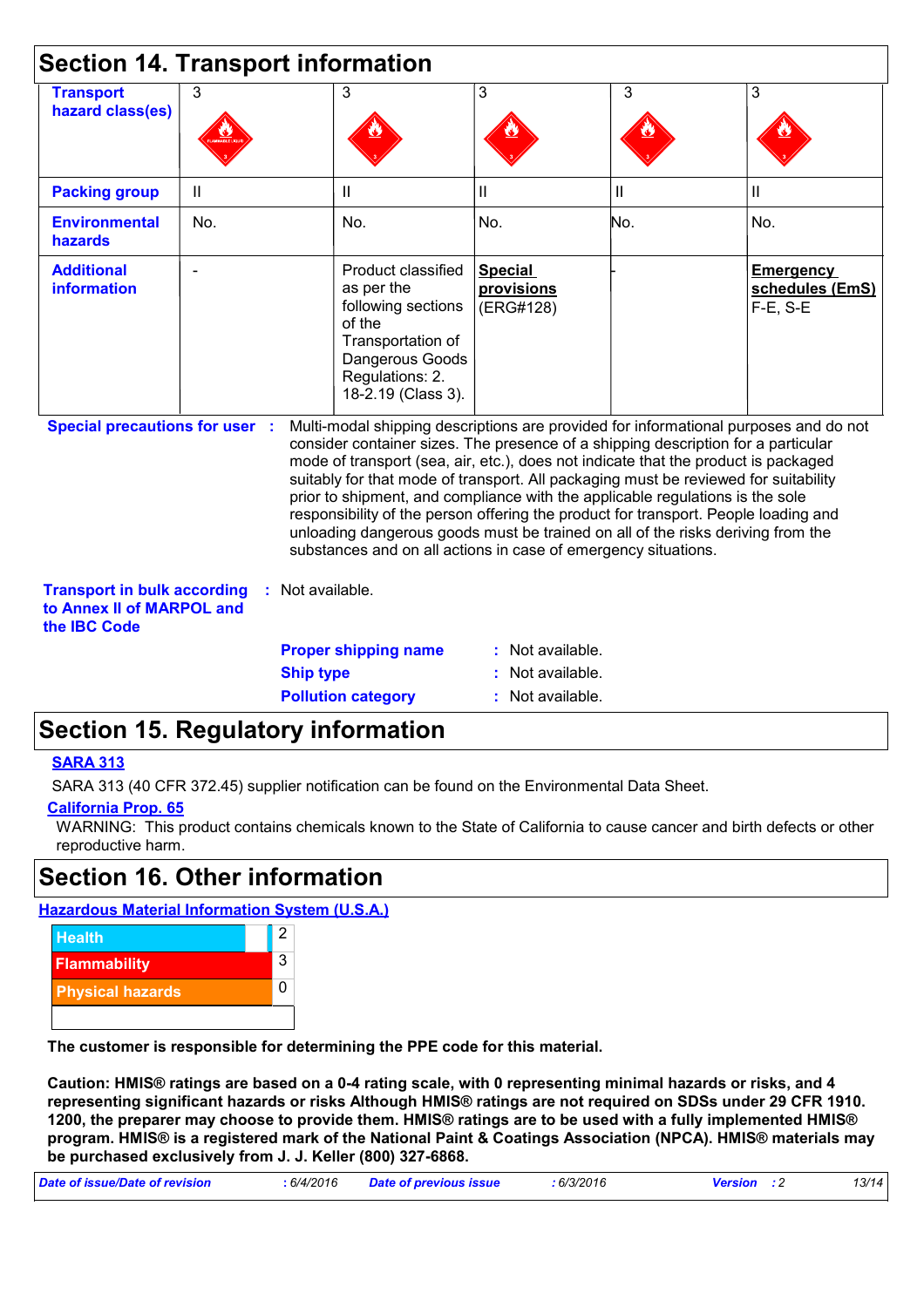## Section 14. Transport information

| | | | | | |
|---|---|---|---|---|---|
| **Transport hazard class(es)** | 3 | 3 | 3 | 3 | 3 |
| **Packing group** | II | II | II | II | II |
| **Environmental hazards** | No. | No. | No. | No. | No. |
| **Additional information** | - | Product classified as per the following sections of the Transportation of Dangerous Goods Regulations: 2. 18-2.19 (Class 3). | **Special provisions** (ERG#128) | - | **Emergency schedules (EmS)** F-E, S-E |

**Special precautions for user** : Multi-modal shipping descriptions are provided for informational purposes and do not consider container sizes. The presence of a shipping description for a particular mode of transport (sea, air, etc.), does not indicate that the product is packaged suitably for that mode of transport. All packaging must be reviewed for suitability prior to shipment, and compliance with the applicable regulations is the sole responsibility of the person offering the product for transport. People loading and unloading dangerous goods must be trained on all of the risks deriving from the substances and on all actions in case of emergency situations.

**Transport in bulk according to Annex II of MARPOL and the IBC Code** : Not available.

**Proper shipping name** : Not available.

**Ship type** : Not available.

**Pollution category** : Not available.

## Section 15. Regulatory information

**SARA 313**

SARA 313 (40 CFR 372.45) supplier notification can be found on the Environmental Data Sheet.

**California Prop. 65**

WARNING: This product contains chemicals known to the State of California to cause cancer and birth defects or other reproductive harm.

## Section 16. Other information

**Hazardous Material Information System (U.S.A.)**

| | |
|---|---|
| Health | 2 |
| Flammability | 3 |
| Physical hazards | 0 |

**The customer is responsible for determining the PPE code for this material.**

**Caution: HMIS® ratings are based on a 0-4 rating scale, with 0 representing minimal hazards or risks, and 4 representing significant hazards or risks Although HMIS® ratings are not required on SDSs under 29 CFR 1910. 1200, the preparer may choose to provide them. HMIS® ratings are to be used with a fully implemented HMIS® program. HMIS® is a registered mark of the National Paint & Coatings Association (NPCA). HMIS® materials may be purchased exclusively from J. J. Keller (800) 327-6868.**

*Date of issue/Date of revision* : 6/4/2016 *Date of previous issue* : 6/3/2016 *Version* : 2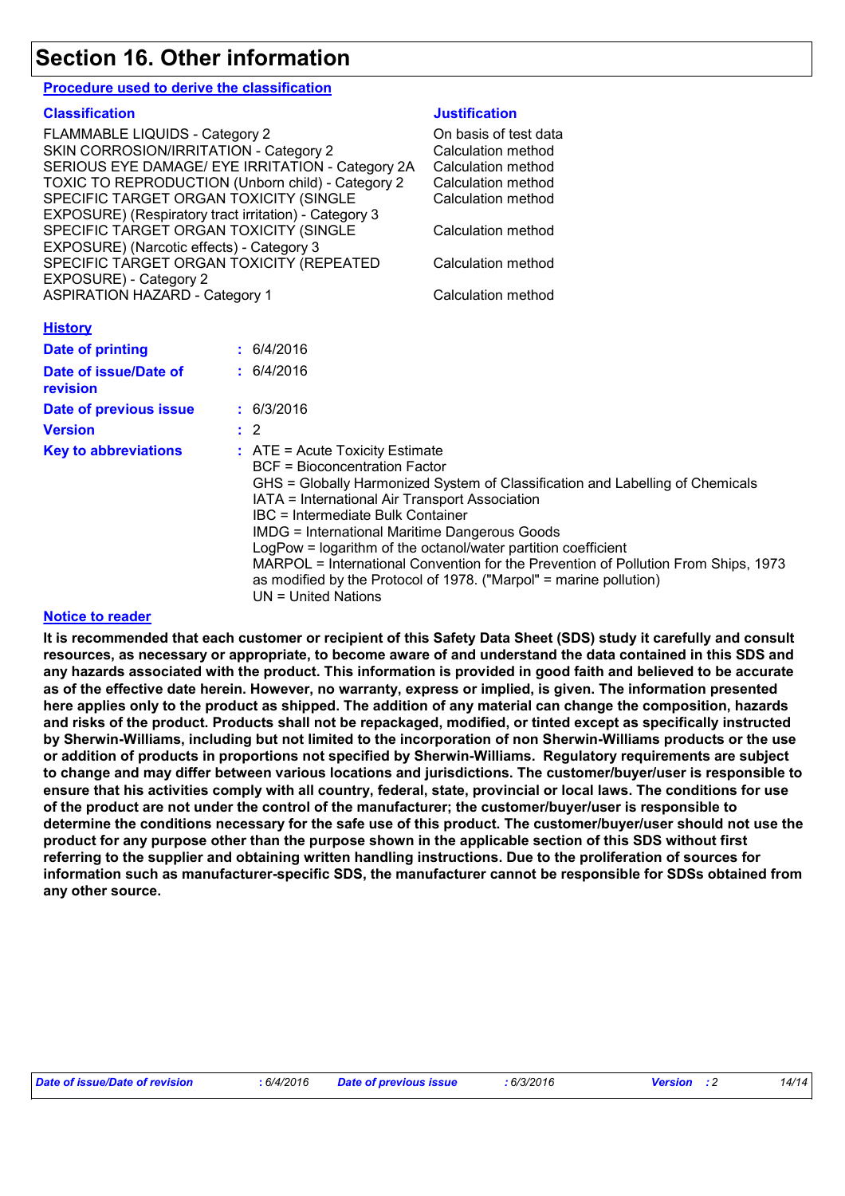# Section 16. Other information

### Procedure used to derive the classification

| Classification | Justification |
|---|---|
| FLAMMABLE LIQUIDS - Category 2 | On basis of test data |
| SKIN CORROSION/IRRITATION - Category 2 | Calculation method |
| SERIOUS EYE DAMAGE/ EYE IRRITATION - Category 2A | Calculation method |
| TOXIC TO REPRODUCTION (Unborn child) - Category 2 | Calculation method |
| SPECIFIC TARGET ORGAN TOXICITY (SINGLE EXPOSURE) (Respiratory tract irritation) - Category 3 | Calculation method |
| SPECIFIC TARGET ORGAN TOXICITY (SINGLE EXPOSURE) (Narcotic effects) - Category 3 | Calculation method |
| SPECIFIC TARGET ORGAN TOXICITY (REPEATED EXPOSURE) - Category 2 | Calculation method |
| ASPIRATION HAZARD - Category 1 | Calculation method |

### History

**Date of printing** : 6/4/2016

**Date of issue/Date of revision** : 6/4/2016

**Date of previous issue** : 6/3/2016

**Version** : 2

**Key to abbreviations** :
- ATE = Acute Toxicity Estimate
- BCF = Bioconcentration Factor
- GHS = Globally Harmonized System of Classification and Labelling of Chemicals
- IATA = International Air Transport Association
- IBC = Intermediate Bulk Container
- IMDG = International Maritime Dangerous Goods
- LogPow = logarithm of the octanol/water partition coefficient
- MARPOL = International Convention for the Prevention of Pollution From Ships, 1973 as modified by the Protocol of 1978. ("Marpol" = marine pollution)
- UN = United Nations

### Notice to reader

**It is recommended that each customer or recipient of this Safety Data Sheet (SDS) study it carefully and consult resources, as necessary or appropriate, to become aware of and understand the data contained in this SDS and any hazards associated with the product. This information is provided in good faith and believed to be accurate as of the effective date herein. However, no warranty, express or implied, is given. The information presented here applies only to the product as shipped. The addition of any material can change the composition, hazards and risks of the product. Products shall not be repackaged, modified, or tinted except as specifically instructed by Sherwin-Williams, including but not limited to the incorporation of non Sherwin-Williams products or the use or addition of products in proportions not specified by Sherwin-Williams. Regulatory requirements are subject to change and may differ between various locations and jurisdictions. The customer/buyer/user is responsible to ensure that his activities comply with all country, federal, state, provincial or local laws. The conditions for use of the product are not under the control of the manufacturer; the customer/buyer/user is responsible to determine the conditions necessary for the safe use of this product. The customer/buyer/user should not use the product for any purpose other than the purpose shown in the applicable section of this SDS without first referring to the supplier and obtaining written handling instructions. Due to the proliferation of sources for information such as manufacturer-specific SDS, the manufacturer cannot be responsible for SDSs obtained from any other source.**